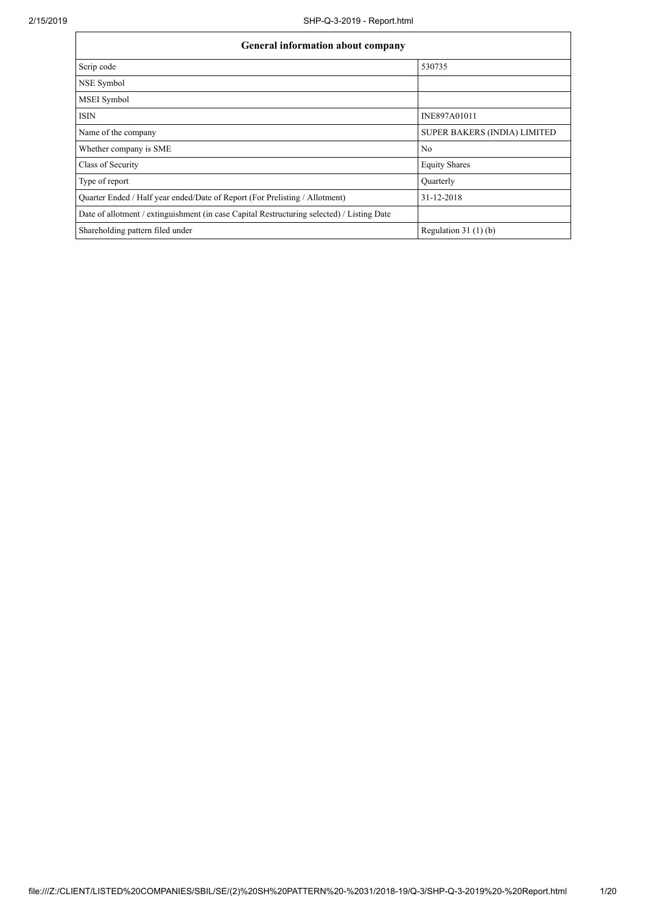| General information about company | |
|---|---|
| Scrip code | 530735 |
| NSE Symbol | |
| MSEI Symbol | |
| ISIN | INE897A01011 |
| Name of the company | SUPER BAKERS (INDIA) LIMITED |
| Whether company is SME | No |
| Class of Security | Equity Shares |
| Type of report | Quarterly |
| Quarter Ended / Half year ended/Date of Report (For Prelisting / Allotment) | 31-12-2018 |
| Date of allotment / extinguishment (in case Capital Restructuring selected) / Listing Date | |
| Shareholding pattern filed under | Regulation 31 (1) (b) |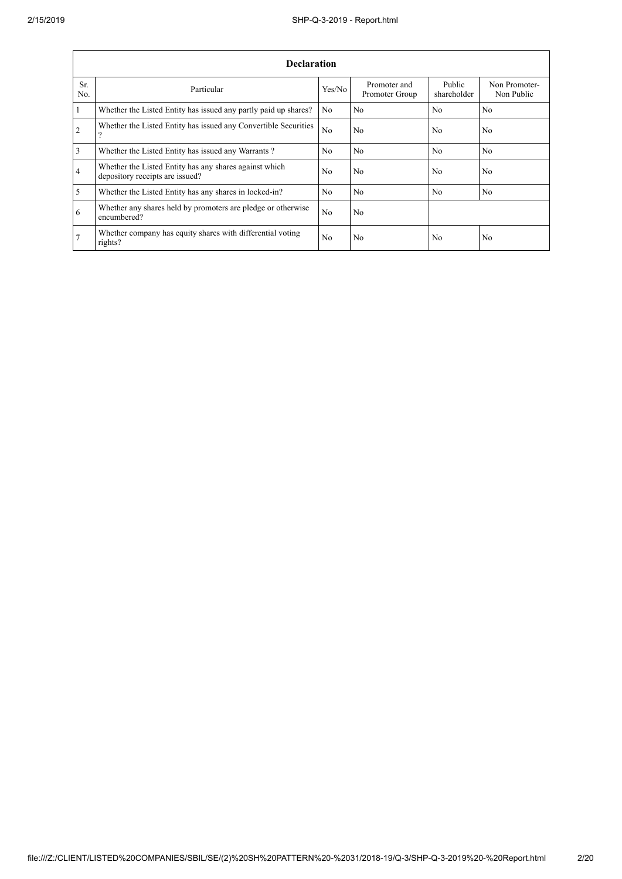| Declaration | | | | | |
|---|---|---|---|---|---|
| Sr. No. | Particular | Yes/No | Promoter and Promoter Group | Public shareholder | Non Promoter- Non Public |
| 1 | Whether the Listed Entity has issued any partly paid up shares? | No | No | No | No |
| 2 | Whether the Listed Entity has issued any Convertible Securities ? | No | No | No | No |
| 3 | Whether the Listed Entity has issued any Warrants ? | No | No | No | No |
| 4 | Whether the Listed Entity has any shares against which depository receipts are issued? | No | No | No | No |
| 5 | Whether the Listed Entity has any shares in locked-in? | No | No | No | No |
| 6 | Whether any shares held by promoters are pledge or otherwise encumbered? | No | No | | |
| 7 | Whether company has equity shares with differential voting rights? | No | No | No | No |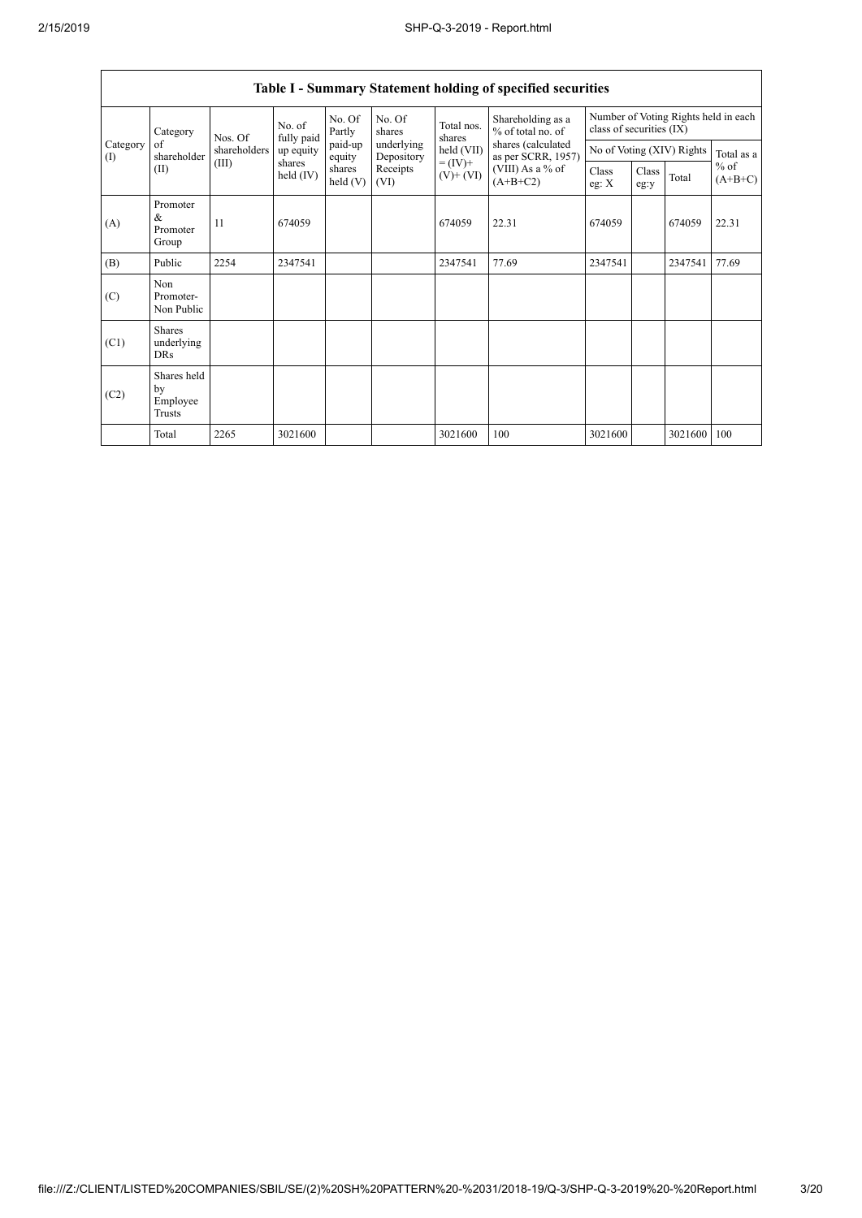## Table I - Summary Statement holding of specified securities

| Category (I) | Category of shareholder (II) | Nos. Of shareholders (III) | No. of fully paid up equity shares held (IV) | No. Of Partly paid-up equity shares held (V) | No. Of shares underlying Depository Receipts (VI) | Total nos. shares held (VII) = (IV)+ (V)+ (VI) | Shareholding as a % of total no. of shares (calculated as per SCRR, 1957) (VIII) As a % of (A+B+C2) | Number of Voting Rights held in each class of securities (IX) | | | |
|---|---|---|---|---|---|---|---|---|---|---|---|
| | | | | | | | | No of Voting (XIV) Rights | | | Total as a % of (A+B+C) |
| | | | | | | | | Class eg: X | Class eg:y | Total | |
| (A) | Promoter & Promoter Group | 11 | 674059 | | | 674059 | 22.31 | 674059 | | 674059 | 22.31 |
| (B) | Public | 2254 | 2347541 | | | 2347541 | 77.69 | 2347541 | | 2347541 | 77.69 |
| (C) | Non Promoter- Non Public | | | | | | | | | | |
| (C1) | Shares underlying DRs | | | | | | | | | | |
| (C2) | Shares held by Employee Trusts | | | | | | | | | | |
| | Total | 2265 | 3021600 | | | 3021600 | 100 | 3021600 | | 3021600 | 100 |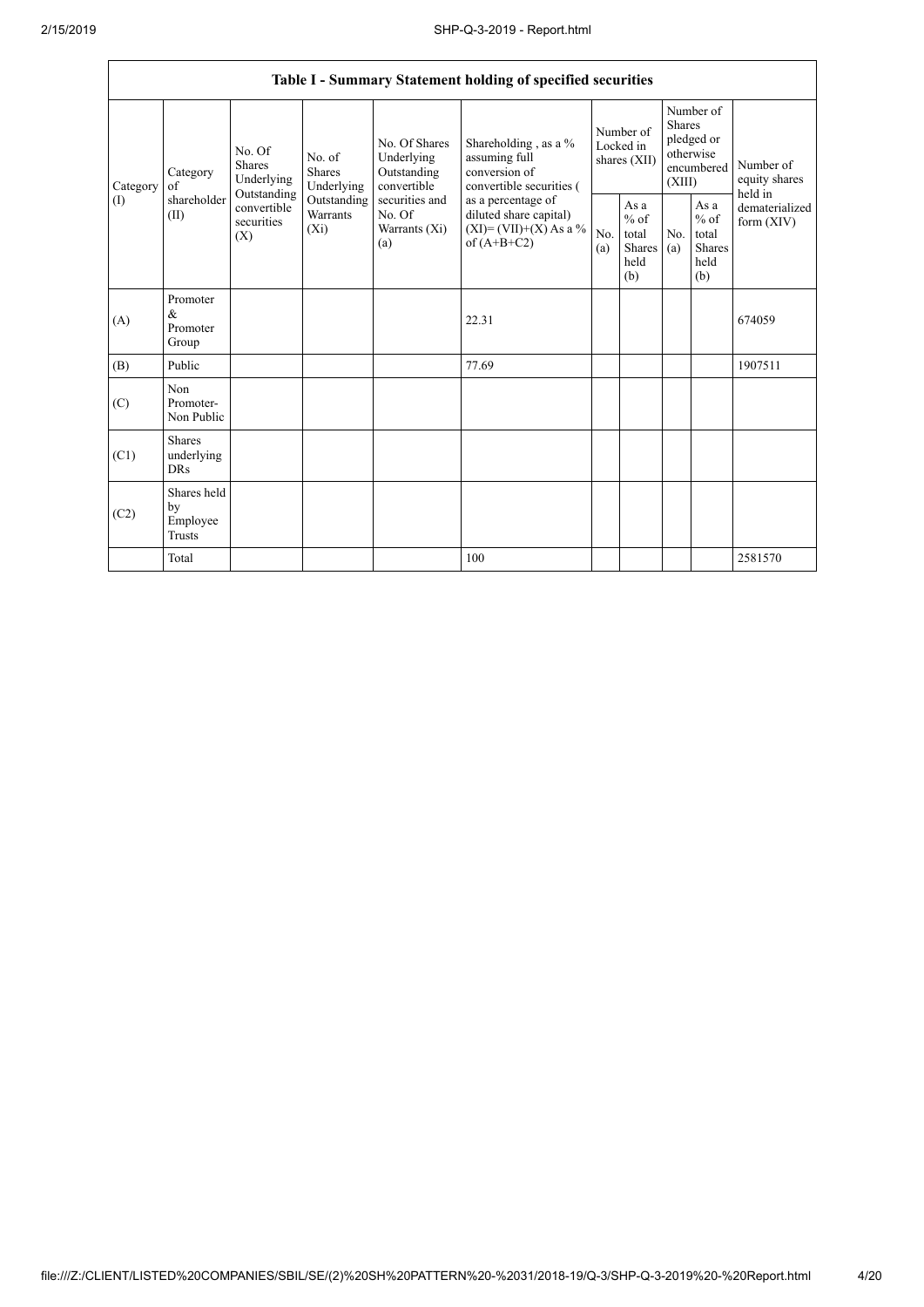| Table I - Summary Statement holding of specified securities | | | | | | | | | | | |
|---|---|---|---|---|---|---|---|---|---|---|---|
| Category (I) | Category of shareholder (II) | No. Of Shares Underlying Outstanding convertible securities (X) | No. of Shares Underlying Outstanding Warrants (Xi) | No. Of Shares Underlying Outstanding convertible securities and No. Of Warrants (Xi) (a) | Shareholding , as a % assuming full conversion of convertible securities ( as a percentage of diluted share capital) (XI)= (VII)+(X) As a % of (A+B+C2) | Number of Locked in shares (XII) | | Number of Shares pledged or otherwise encumbered (XIII) | | Number of equity shares held in dematerialized form (XIV) |
| | | | | | | No. (a) | As a % of total Shares held (b) | No. (a) | As a % of total Shares held (b) | |
| (A) | Promoter & Promoter Group | | | | 22.31 | | | | | 674059 |
| (B) | Public | | | | 77.69 | | | | | 1907511 |
| (C) | Non Promoter- Non Public | | | | | | | | | |
| (C1) | Shares underlying DRs | | | | | | | | | |
| (C2) | Shares held by Employee Trusts | | | | | | | | | |
| | Total | | | | 100 | | | | | 2581570 |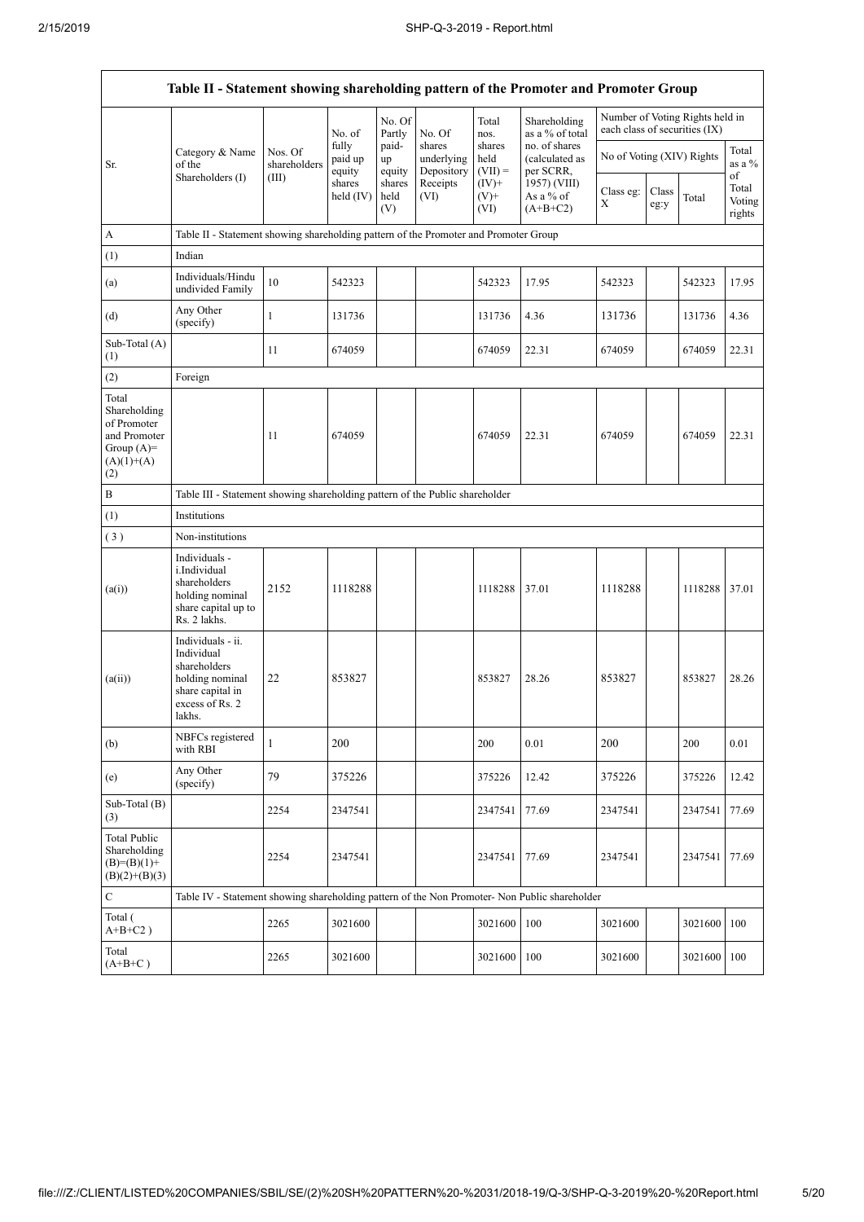| Table II - Statement showing shareholding pattern of the Promoter and Promoter Group | | | | | | | | | | | | |
|---|---|---|---|---|---|---|---|---|---|---|---|---|
| Sr. | Category & Name of the Shareholders (I) | Nos. Of shareholders (III) | No. of fully paid up equity shares held (IV) | No. Of Partly paid-up equity shares held (V) | No. Of shares underlying Depository Receipts (VI) | Total nos. shares held (VII) = (IV)+ (V)+ (VI) | Shareholding as a % of total no. of shares (calculated as per SCRR, 1957) (VIII) As a % of (A+B+C2) | Number of Voting Rights held in each class of securities (IX) | | | |
| | | | | | | | | No of Voting (XIV) Rights | | | Total as a % of Total Voting rights |
| | | | | | | | | Class eg: X | Class eg:y | Total | |
| A | Table II - Statement showing shareholding pattern of the Promoter and Promoter Group | | | | | | | | | | |
| (1) | Indian | | | | | | | | | | |
| (a) | Individuals/Hindu undivided Family | 10 | 542323 | | | 542323 | 17.95 | 542323 | | 542323 | 17.95 |
| (d) | Any Other (specify) | 1 | 131736 | | | 131736 | 4.36 | 131736 | | 131736 | 4.36 |
| Sub-Total (A) (1) | | 11 | 674059 | | | 674059 | 22.31 | 674059 | | 674059 | 22.31 |
| (2) | Foreign | | | | | | | | | | |
| Total Shareholding of Promoter and Promoter Group (A)= (A)(1)+(A)(2) | | 11 | 674059 | | | 674059 | 22.31 | 674059 | | 674059 | 22.31 |
| B | Table III - Statement showing shareholding pattern of the Public shareholder | | | | | | | | | | |
| (1) | Institutions | | | | | | | | | | |
| (3) | Non-institutions | | | | | | | | | | |
| (a(i)) | Individuals - i.Individual shareholders holding nominal share capital up to Rs. 2 lakhs. | 2152 | 1118288 | | | 1118288 | 37.01 | 1118288 | | 1118288 | 37.01 |
| (a(ii)) | Individuals - ii. Individual shareholders holding nominal share capital in excess of Rs. 2 lakhs. | 22 | 853827 | | | 853827 | 28.26 | 853827 | | 853827 | 28.26 |
| (b) | NBFCs registered with RBI | 1 | 200 | | | 200 | 0.01 | 200 | | 200 | 0.01 |
| (e) | Any Other (specify) | 79 | 375226 | | | 375226 | 12.42 | 375226 | | 375226 | 12.42 |
| Sub-Total (B) (3) | | 2254 | 2347541 | | | 2347541 | 77.69 | 2347541 | | 2347541 | 77.69 |
| Total Public Shareholding (B)=(B)(1)+(B)(2)+(B)(3) | | 2254 | 2347541 | | | 2347541 | 77.69 | 2347541 | | 2347541 | 77.69 |
| C | Table IV - Statement showing shareholding pattern of the Non Promoter- Non Public shareholder | | | | | | | | | | |
| Total ( A+B+C2 ) | | 2265 | 3021600 | | | 3021600 | 100 | 3021600 | | 3021600 | 100 |
| Total (A+B+C ) | | 2265 | 3021600 | | | 3021600 | 100 | 3021600 | | 3021600 | 100 |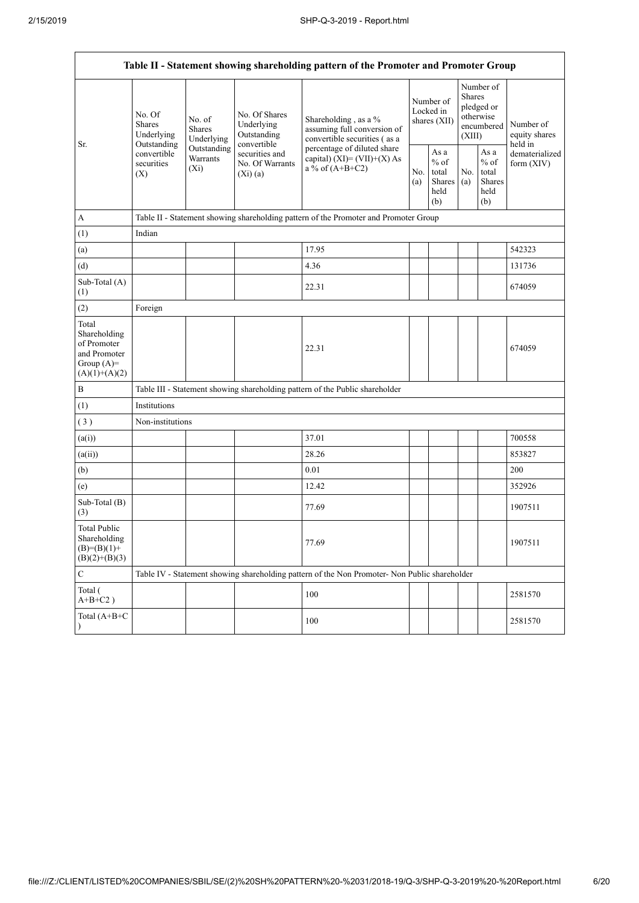| Table II - Statement showing shareholding pattern of the Promoter and Promoter Group | | | | | | | | | |
|---|---|---|---|---|---|---|---|---|---|
| Sr. | No. Of Shares Underlying Outstanding convertible securities (X) | No. of Shares Underlying Outstanding Warrants (Xi) | No. Of Shares Underlying Outstanding convertible securities and No. Of Warrants (Xi) (a) | Shareholding , as a % assuming full conversion of convertible securities ( as a percentage of diluted share capital) (XI)= (VII)+(X) As a % of (A+B+C2) | Number of Locked in shares (XII) | | Number of Shares pledged or otherwise encumbered (XIII) | | Number of equity shares held in dematerialized form (XIV) |
| | | | | | No. (a) | As a % of total Shares held (b) | No. (a) | As a % of total Shares held (b) | |
| A | Table II - Statement showing shareholding pattern of the Promoter and Promoter Group | | | | | | | | |
| (1) | Indian | | | | | | | | |
| (a) | | | | 17.95 | | | | | 542323 |
| (d) | | | | 4.36 | | | | | 131736 |
| Sub-Total (A) (1) | | | | 22.31 | | | | | 674059 |
| (2) | Foreign | | | | | | | | |
| Total Shareholding of Promoter and Promoter Group (A)= (A)(1)+(A)(2) | | | | 22.31 | | | | | 674059 |
| B | Table III - Statement showing shareholding pattern of the Public shareholder | | | | | | | | |
| (1) | Institutions | | | | | | | | |
| ( 3 ) | Non-institutions | | | | | | | | |
| (a(i)) | | | | 37.01 | | | | | 700558 |
| (a(ii)) | | | | 28.26 | | | | | 853827 |
| (b) | | | | 0.01 | | | | | 200 |
| (e) | | | | 12.42 | | | | | 352926 |
| Sub-Total (B) (3) | | | | 77.69 | | | | | 1907511 |
| Total Public Shareholding (B)=(B)(1)+ (B)(2)+(B)(3) | | | | 77.69 | | | | | 1907511 |
| C | Table IV - Statement showing shareholding pattern of the Non Promoter- Non Public shareholder | | | | | | | | |
| Total ( A+B+C2 ) | | | | 100 | | | | | 2581570 |
| Total (A+B+C ) | | | | 100 | | | | | 2581570 |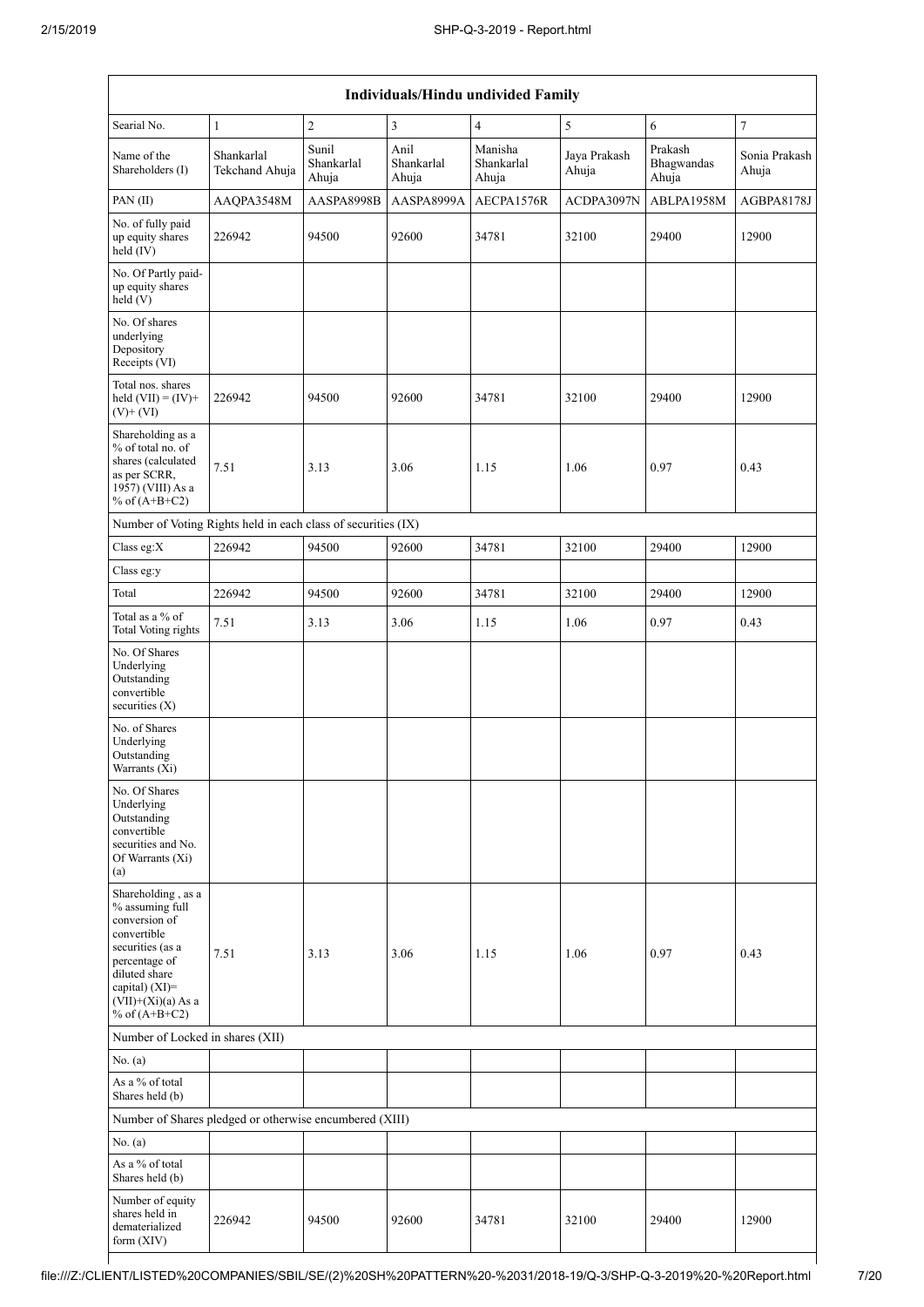| Individuals/Hindu undivided Family | | | | | | | |
|---|---|---|---|---|---|---|---|
| Searial No. | 1 | 2 | 3 | 4 | 5 | 6 | 7 |
| Name of the Shareholders (I) | Shankarlal Tekchand Ahuja | Sunil Shankarlal Ahuja | Anil Shankarlal Ahuja | Manisha Shankarlal Ahuja | Jaya Prakash Ahuja | Prakash Bhagwandas Ahuja | Sonia Prakash Ahuja |
| PAN (II) | AAQPA3548M | AASPA8998B | AASPA8999A | AECPA1576R | ACDPA3097N | ABLPA1958M | AGBPA8178J |
| No. of fully paid up equity shares held (IV) | 226942 | 94500 | 92600 | 34781 | 32100 | 29400 | 12900 |
| No. Of Partly paid-up equity shares held (V) | | | | | | | |
| No. Of shares underlying Depository Receipts (VI) | | | | | | | |
| Total nos. shares held (VII) = (IV)+ (V)+ (VI) | 226942 | 94500 | 92600 | 34781 | 32100 | 29400 | 12900 |
| Shareholding as a % of total no. of shares (calculated as per SCRR, 1957) (VIII) As a % of (A+B+C2) | 7.51 | 3.13 | 3.06 | 1.15 | 1.06 | 0.97 | 0.43 |
| Number of Voting Rights held in each class of securities (IX) | | | | | | | |
| Class eg:X | 226942 | 94500 | 92600 | 34781 | 32100 | 29400 | 12900 |
| Class eg:y | | | | | | | |
| Total | 226942 | 94500 | 92600 | 34781 | 32100 | 29400 | 12900 |
| Total as a % of Total Voting rights | 7.51 | 3.13 | 3.06 | 1.15 | 1.06 | 0.97 | 0.43 |
| No. Of Shares Underlying Outstanding convertible securities (X) | | | | | | | |
| No. of Shares Underlying Outstanding Warrants (Xi) | | | | | | | |
| No. Of Shares Underlying Outstanding convertible securities and No. Of Warrants (Xi) (a) | | | | | | | |
| Shareholding , as a % assuming full conversion of convertible securities (as a percentage of diluted share capital) (XI)= (VII)+(Xi)(a) As a % of (A+B+C2) | 7.51 | 3.13 | 3.06 | 1.15 | 1.06 | 0.97 | 0.43 |
| Number of Locked in shares (XII) | | | | | | | |
| No. (a) | | | | | | | |
| As a % of total Shares held (b) | | | | | | | |
| Number of Shares pledged or otherwise encumbered (XIII) | | | | | | | |
| No. (a) | | | | | | | |
| As a % of total Shares held (b) | | | | | | | |
| Number of equity shares held in dematerialized form (XIV) | 226942 | 94500 | 92600 | 34781 | 32100 | 29400 | 12900 |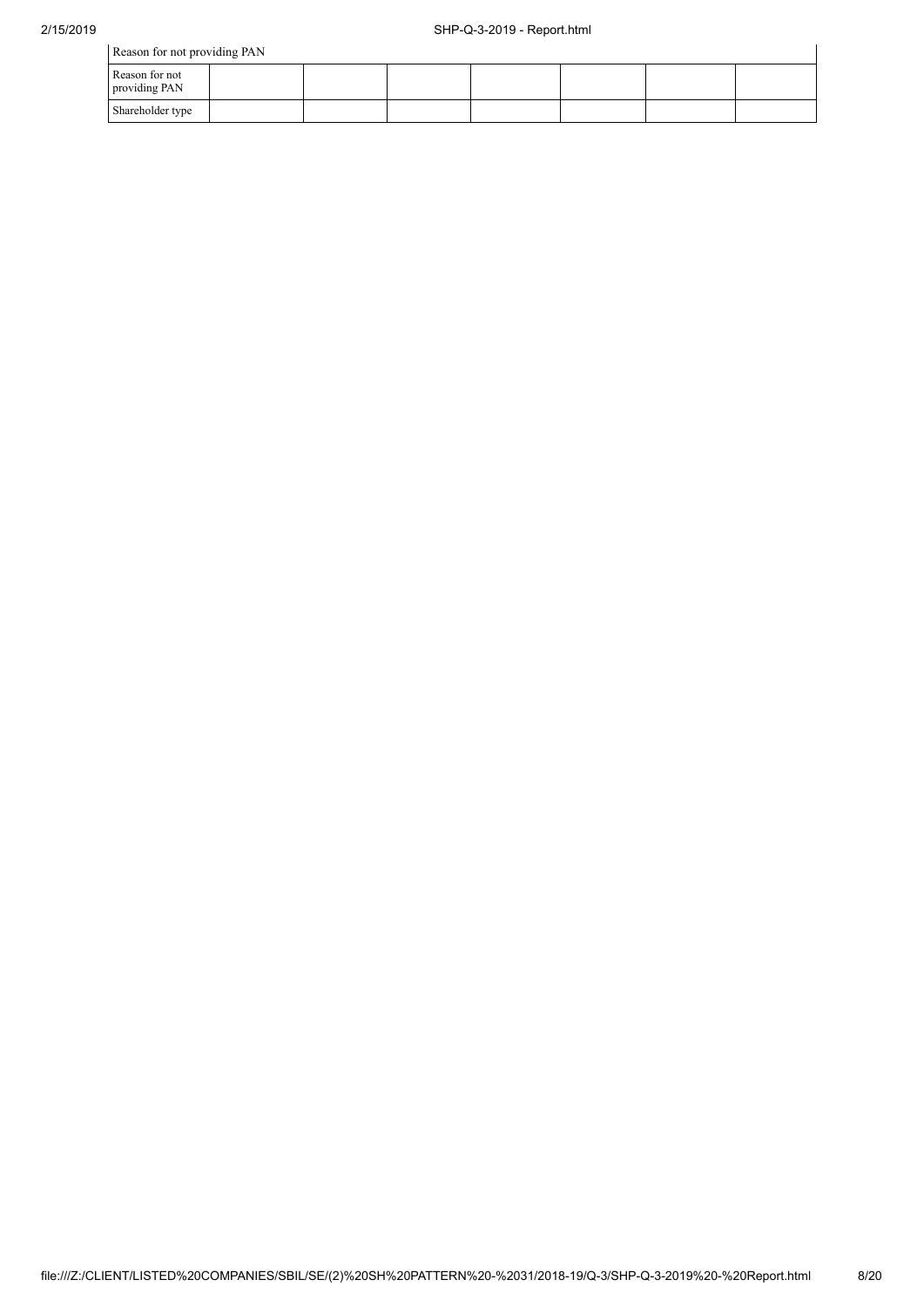| Reason for not providing PAN | | | | | | | |
|---|---|---|---|---|---|---|---|
| Reason for not providing PAN | | | | | | | |
| Shareholder type | | | | | | | |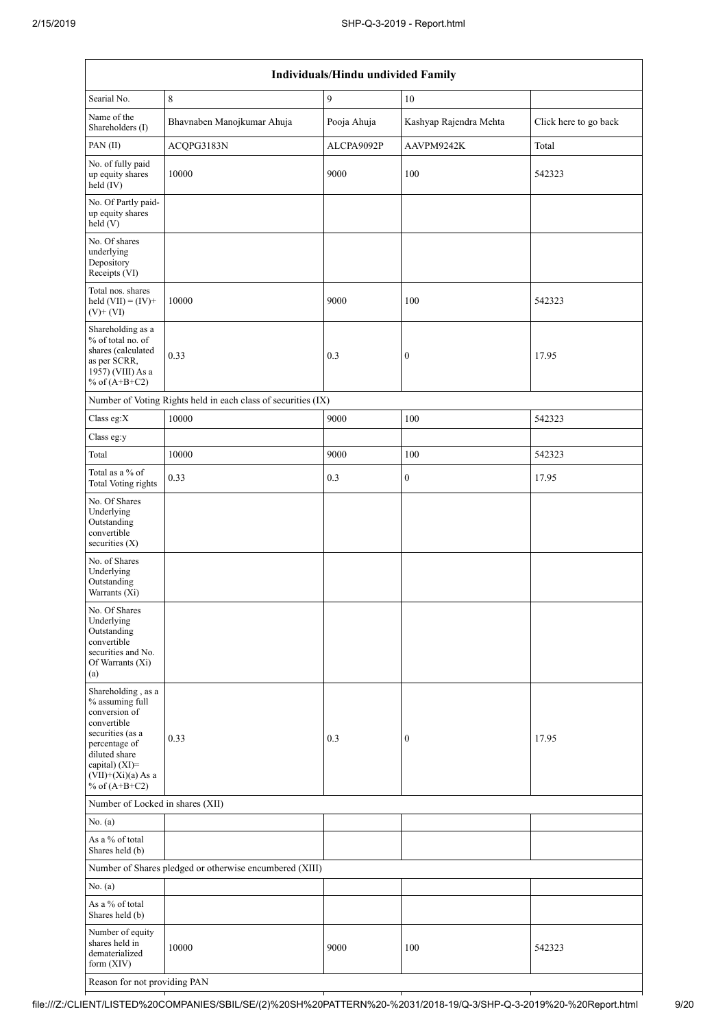| Individuals/Hindu undivided Family | | | | |
|---|---|---|---|---|
| Searial No. | 8 | 9 | 10 | |
| Name of the Shareholders (I) | Bhavnaben Manojkumar Ahuja | Pooja Ahuja | Kashyap Rajendra Mehta | Click here to go back |
| PAN (II) | ACQPG3183N | ALCPA9092P | AAVPM9242K | Total |
| No. of fully paid up equity shares held (IV) | 10000 | 9000 | 100 | 542323 |
| No. Of Partly paid-up equity shares held (V) | | | | |
| No. Of shares underlying Depository Receipts (VI) | | | | |
| Total nos. shares held (VII) = (IV)+ (V)+ (VI) | 10000 | 9000 | 100 | 542323 |
| Shareholding as a % of total no. of shares (calculated as per SCRR, 1957) (VIII) As a % of (A+B+C2) | 0.33 | 0.3 | 0 | 17.95 |
| Number of Voting Rights held in each class of securities (IX) | | | | |
| Class eg:X | 10000 | 9000 | 100 | 542323 |
| Class eg:y | | | | |
| Total | 10000 | 9000 | 100 | 542323 |
| Total as a % of Total Voting rights | 0.33 | 0.3 | 0 | 17.95 |
| No. Of Shares Underlying Outstanding convertible securities (X) | | | | |
| No. of Shares Underlying Outstanding Warrants (Xi) | | | | |
| No. Of Shares Underlying Outstanding convertible securities and No. Of Warrants (Xi) (a) | | | | |
| Shareholding , as a % assuming full conversion of convertible securities (as a percentage of diluted share capital) (XI)= (VII)+(Xi)(a) As a % of (A+B+C2) | 0.33 | 0.3 | 0 | 17.95 |
| Number of Locked in shares (XII) | | | | |
| No. (a) | | | | |
| As a % of total Shares held (b) | | | | |
| Number of Shares pledged or otherwise encumbered (XIII) | | | | |
| No. (a) | | | | |
| As a % of total Shares held (b) | | | | |
| Number of equity shares held in dematerialized form (XIV) | 10000 | 9000 | 100 | 542323 |
| Reason for not providing PAN | | | | |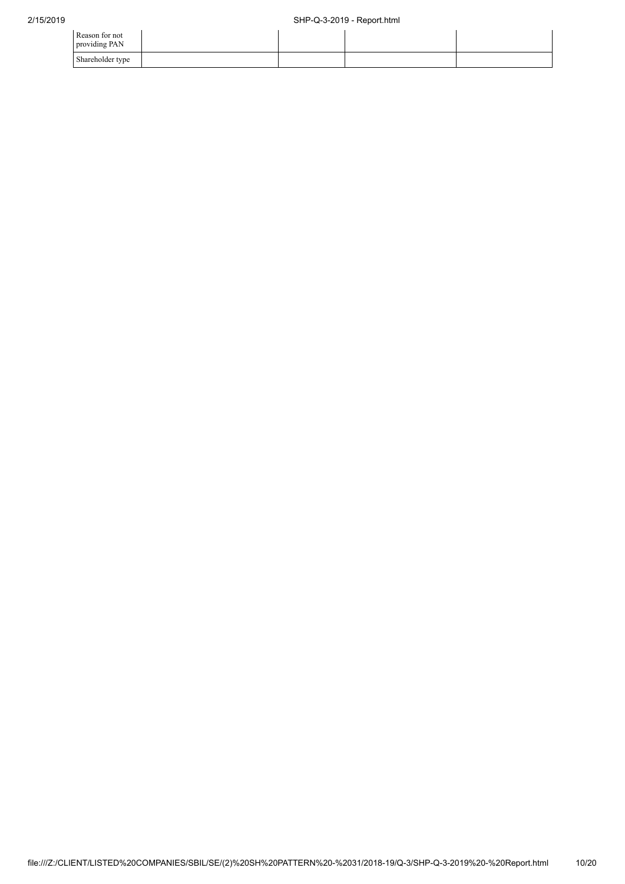| Reason for not providing PAN | | | | |
|---|---|---|---|---|
| Shareholder type | | | | |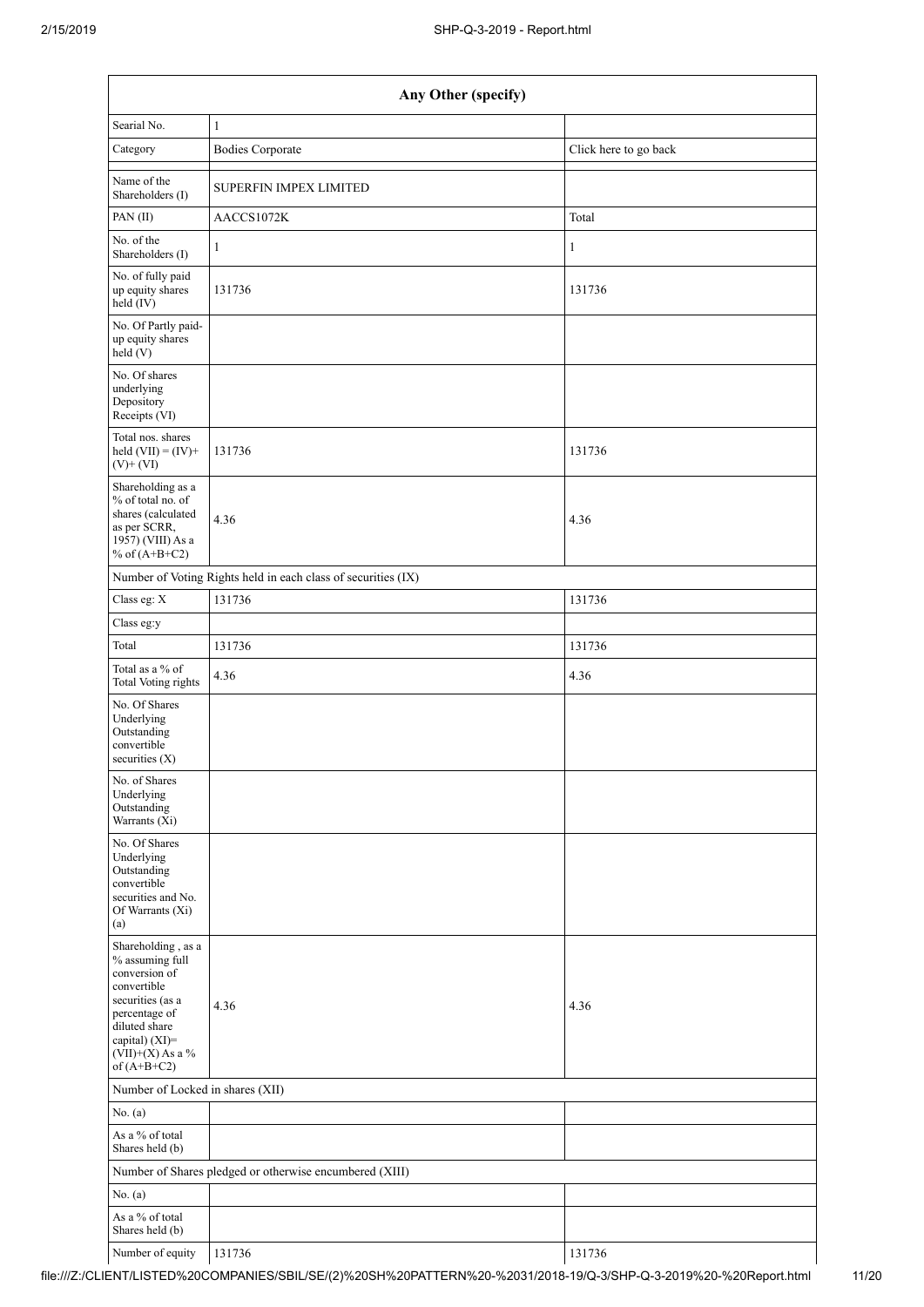| Any Other (specify) | | |
|---|---|---|
| Searial No. | 1 | |
| Category | Bodies Corporate | Click here to go back |
| Name of the Shareholders (I) | SUPERFIN IMPEX LIMITED | |
| PAN (II) | AACCS1072K | Total |
| No. of the Shareholders (I) | 1 | 1 |
| No. of fully paid up equity shares held (IV) | 131736 | 131736 |
| No. Of Partly paid-up equity shares held (V) | | |
| No. Of shares underlying Depository Receipts (VI) | | |
| Total nos. shares held (VII) = (IV)+ (V)+ (VI) | 131736 | 131736 |
| Shareholding as a % of total no. of shares (calculated as per SCRR, 1957) (VIII) As a % of (A+B+C2) | 4.36 | 4.36 |
| Number of Voting Rights held in each class of securities (IX) | | |
| Class eg: X | 131736 | 131736 |
| Class eg:y | | |
| Total | 131736 | 131736 |
| Total as a % of Total Voting rights | 4.36 | 4.36 |
| No. Of Shares Underlying Outstanding convertible securities (X) | | |
| No. of Shares Underlying Outstanding Warrants (Xi) | | |
| No. Of Shares Underlying Outstanding convertible securities and No. Of Warrants (Xi) (a) | | |
| Shareholding , as a % assuming full conversion of convertible securities (as a percentage of diluted share capital) (XI)= (VII)+(X) As a % of (A+B+C2) | 4.36 | 4.36 |
| Number of Locked in shares (XII) | | |
| No. (a) | | |
| As a % of total Shares held (b) | | |
| Number of Shares pledged or otherwise encumbered (XIII) | | |
| No. (a) | | |
| As a % of total Shares held (b) | | |
| Number of equity | 131736 | 131736 |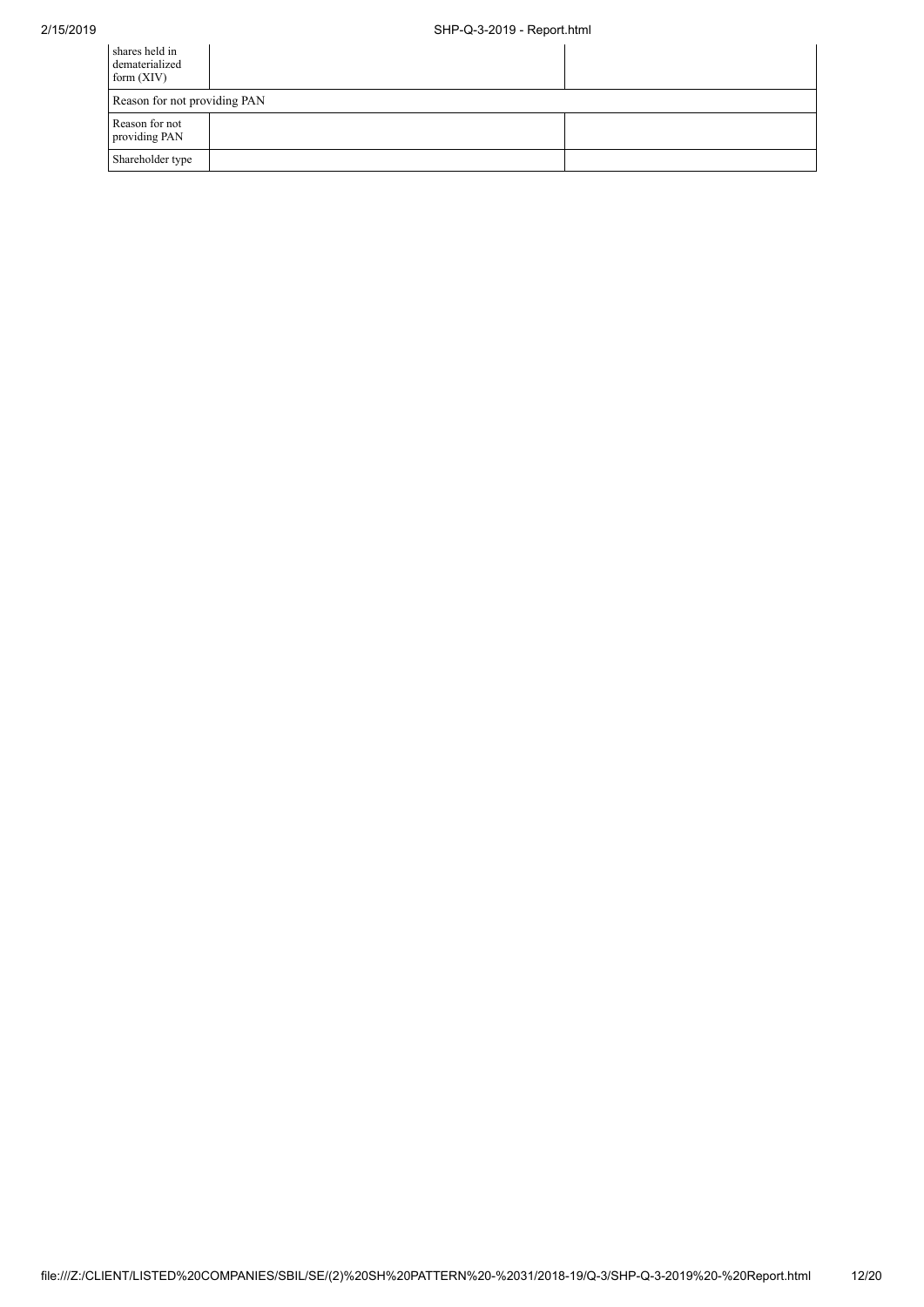| shares held in dematerialized form (XIV) | | |
| --- | --- | --- |
| Reason for not providing PAN | | |
| Reason for not providing PAN | | |
| Shareholder type | | |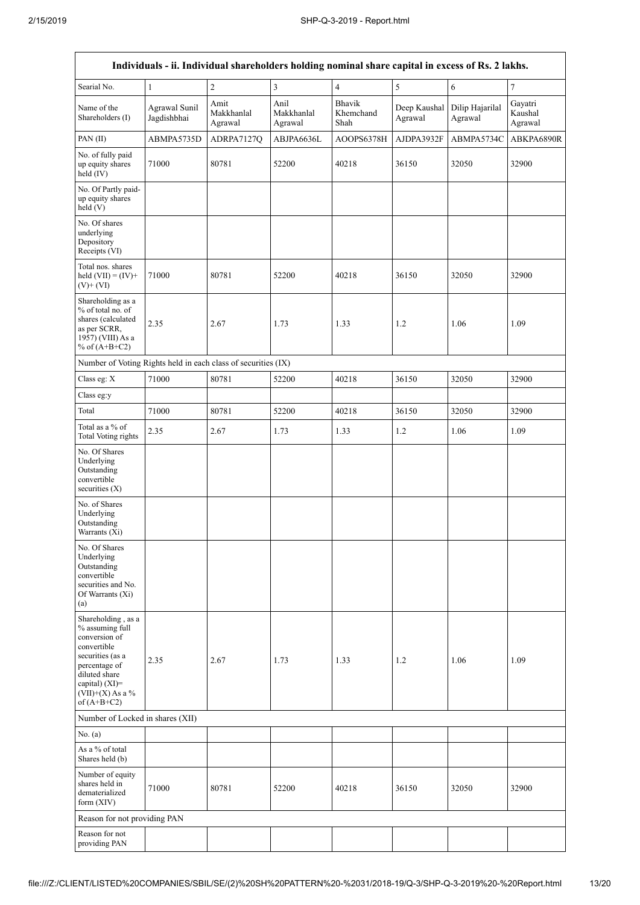| Individuals - ii. Individual shareholders holding nominal share capital in excess of Rs. 2 lakhs. | | | | | | | |
|---|---|---|---|---|---|---|---|
| Searial No. | 1 | 2 | 3 | 4 | 5 | 6 | 7 |
| Name of the Shareholders (I) | Agrawal Sunil Jagdishbhai | Amit Makkhanlal Agrawal | Anil Makkhanlal Agrawal | Bhavik Khemchand Shah | Deep Kaushal Agrawal | Dilip Hajarilal Agrawal | Gayatri Kaushal Agrawal |
| PAN (II) | ABMPA5735D | ADRPA7127Q | ABJPA6636L | AOOPS6378H | AJDPA3932F | ABMPA5734C | ABKPA6890R |
| No. of fully paid up equity shares held (IV) | 71000 | 80781 | 52200 | 40218 | 36150 | 32050 | 32900 |
| No. Of Partly paid-up equity shares held (V) | | | | | | | |
| No. Of shares underlying Depository Receipts (VI) | | | | | | | |
| Total nos. shares held (VII) = (IV)+ (V)+ (VI) | 71000 | 80781 | 52200 | 40218 | 36150 | 32050 | 32900 |
| Shareholding as a % of total no. of shares (calculated as per SCRR, 1957) (VIII) As a % of (A+B+C2) | 2.35 | 2.67 | 1.73 | 1.33 | 1.2 | 1.06 | 1.09 |
| Number of Voting Rights held in each class of securities (IX) | | | | | | | |
| Class eg: X | 71000 | 80781 | 52200 | 40218 | 36150 | 32050 | 32900 |
| Class eg:y | | | | | | | |
| Total | 71000 | 80781 | 52200 | 40218 | 36150 | 32050 | 32900 |
| Total as a % of Total Voting rights | 2.35 | 2.67 | 1.73 | 1.33 | 1.2 | 1.06 | 1.09 |
| No. Of Shares Underlying Outstanding convertible securities (X) | | | | | | | |
| No. of Shares Underlying Outstanding Warrants (Xi) | | | | | | | |
| No. Of Shares Underlying Outstanding convertible securities and No. Of Warrants (Xi) (a) | | | | | | | |
| Shareholding , as a % assuming full conversion of convertible securities (as a percentage of diluted share capital) (XI)= (VII)+(X) As a % of (A+B+C2) | 2.35 | 2.67 | 1.73 | 1.33 | 1.2 | 1.06 | 1.09 |
| Number of Locked in shares (XII) | | | | | | | |
| No. (a) | | | | | | | |
| As a % of total Shares held (b) | | | | | | | |
| Number of equity shares held in dematerialized form (XIV) | 71000 | 80781 | 52200 | 40218 | 36150 | 32050 | 32900 |
| Reason for not providing PAN | | | | | | | |
| Reason for not providing PAN | | | | | | | |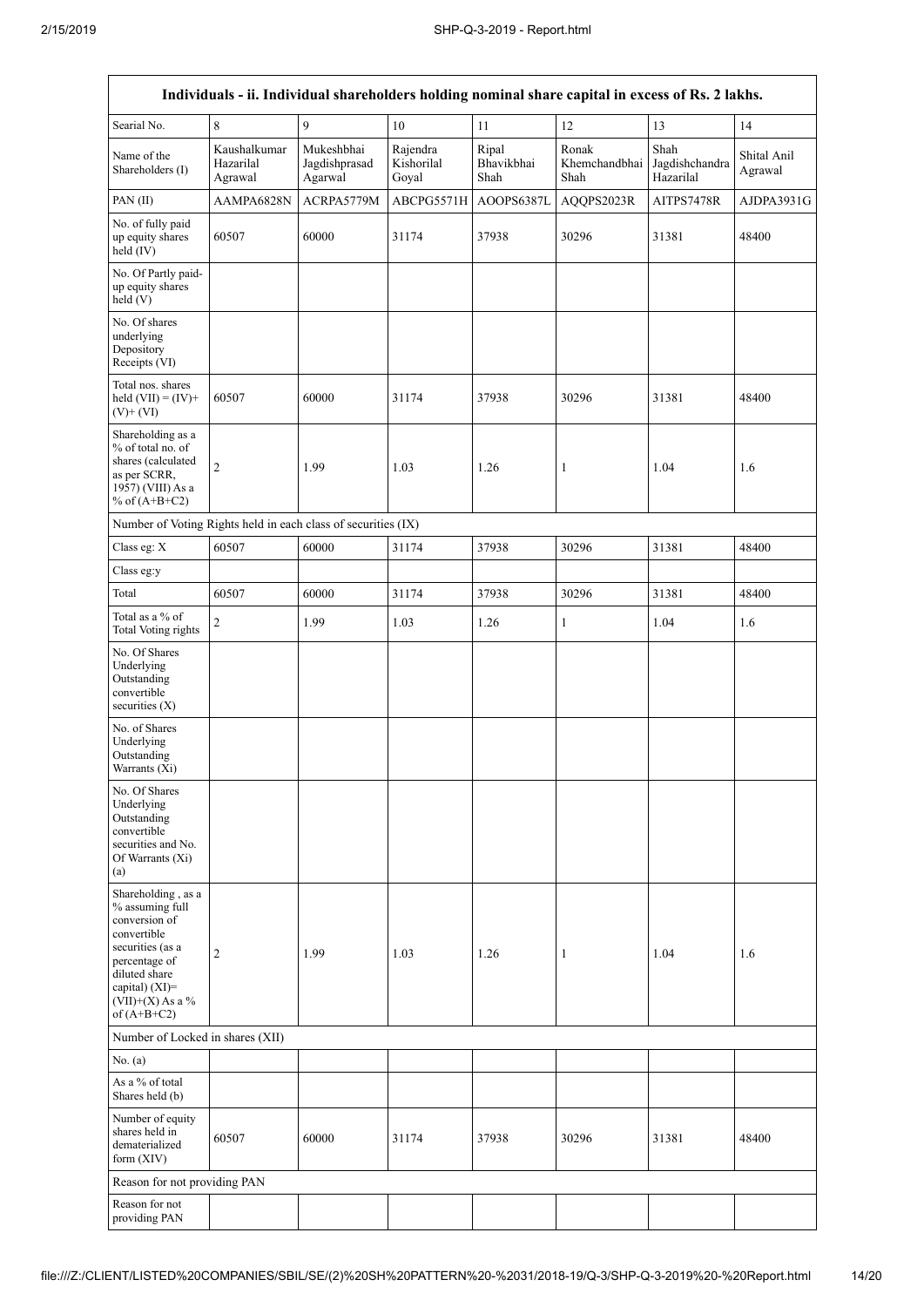| Individuals - ii. Individual shareholders holding nominal share capital in excess of Rs. 2 lakhs. | | | | | | | |
|---|---|---|---|---|---|---|---|
| Searial No. | 8 | 9 | 10 | 11 | 12 | 13 | 14 |
| Name of the Shareholders (I) | Kaushalkumar Hazarilal Agrawal | Mukeshbhai Jagdishprasad Agarwal | Rajendra Kishorilal Goyal | Ripal Bhavikbhai Shah | Ronak Khemchandbhai Shah | Shah Jagdishchandra Hazarilal | Shital Anil Agrawal |
| PAN (II) | AAMPA6828N | ACRPA5779M | ABCPG5571H | AOOPS6387L | AQQPS2023R | AITPS7478R | AJDPA3931G |
| No. of fully paid up equity shares held (IV) | 60507 | 60000 | 31174 | 37938 | 30296 | 31381 | 48400 |
| No. Of Partly paid-up equity shares held (V) | | | | | | | |
| No. Of shares underlying Depository Receipts (VI) | | | | | | | |
| Total nos. shares held (VII) = (IV)+ (V)+ (VI) | 60507 | 60000 | 31174 | 37938 | 30296 | 31381 | 48400 |
| Shareholding as a % of total no. of shares (calculated as per SCRR, 1957) (VIII) As a % of (A+B+C2) | 2 | 1.99 | 1.03 | 1.26 | 1 | 1.04 | 1.6 |
| Number of Voting Rights held in each class of securities (IX) | | | | | | | |
| Class eg: X | 60507 | 60000 | 31174 | 37938 | 30296 | 31381 | 48400 |
| Class eg:y | | | | | | | |
| Total | 60507 | 60000 | 31174 | 37938 | 30296 | 31381 | 48400 |
| Total as a % of Total Voting rights | 2 | 1.99 | 1.03 | 1.26 | 1 | 1.04 | 1.6 |
| No. Of Shares Underlying Outstanding convertible securities (X) | | | | | | | |
| No. of Shares Underlying Outstanding Warrants (Xi) | | | | | | | |
| No. Of Shares Underlying Outstanding convertible securities and No. Of Warrants (Xi) (a) | | | | | | | |
| Shareholding , as a % assuming full conversion of convertible securities (as a percentage of diluted share capital) (XI)= (VII)+(X) As a % of (A+B+C2) | 2 | 1.99 | 1.03 | 1.26 | 1 | 1.04 | 1.6 |
| Number of Locked in shares (XII) | | | | | | | |
| No. (a) | | | | | | | |
| As a % of total Shares held (b) | | | | | | | |
| Number of equity shares held in dematerialized form (XIV) | 60507 | 60000 | 31174 | 37938 | 30296 | 31381 | 48400 |
| Reason for not providing PAN | | | | | | | |
| Reason for not providing PAN | | | | | | | |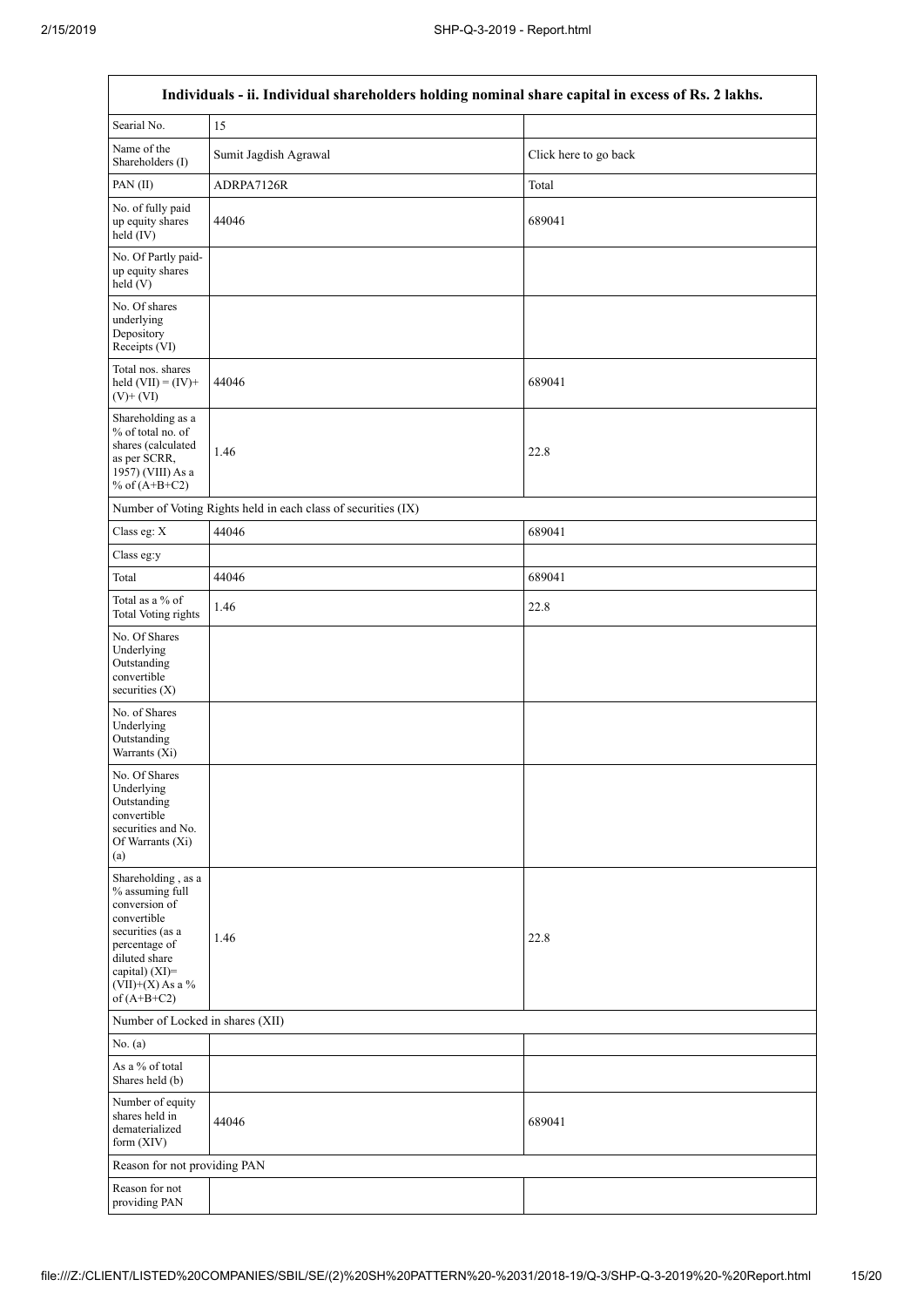| Individuals - ii. Individual shareholders holding nominal share capital in excess of Rs. 2 lakhs. | | |
|---|---|---|
| Searial No. | 15 | |
| Name of the Shareholders (I) | Sumit Jagdish Agrawal | Click here to go back |
| PAN (II) | ADRPA7126R | Total |
| No. of fully paid up equity shares held (IV) | 44046 | 689041 |
| No. Of Partly paid-up equity shares held (V) | | |
| No. Of shares underlying Depository Receipts (VI) | | |
| Total nos. shares held (VII) = (IV)+ (V)+ (VI) | 44046 | 689041 |
| Shareholding as a % of total no. of shares (calculated as per SCRR, 1957) (VIII) As a % of (A+B+C2) | 1.46 | 22.8 |
| Number of Voting Rights held in each class of securities (IX) | | |
| Class eg: X | 44046 | 689041 |
| Class eg:y | | |
| Total | 44046 | 689041 |
| Total as a % of Total Voting rights | 1.46 | 22.8 |
| No. Of Shares Underlying Outstanding convertible securities (X) | | |
| No. of Shares Underlying Outstanding Warrants (Xi) | | |
| No. Of Shares Underlying Outstanding convertible securities and No. Of Warrants (Xi) (a) | | |
| Shareholding , as a % assuming full conversion of convertible securities (as a percentage of diluted share capital) (XI)= (VII)+(X) As a % of (A+B+C2) | 1.46 | 22.8 |
| Number of Locked in shares (XII) | | |
| No. (a) | | |
| As a % of total Shares held (b) | | |
| Number of equity shares held in dematerialized form (XIV) | 44046 | 689041 |
| Reason for not providing PAN | | |
| Reason for not providing PAN | | |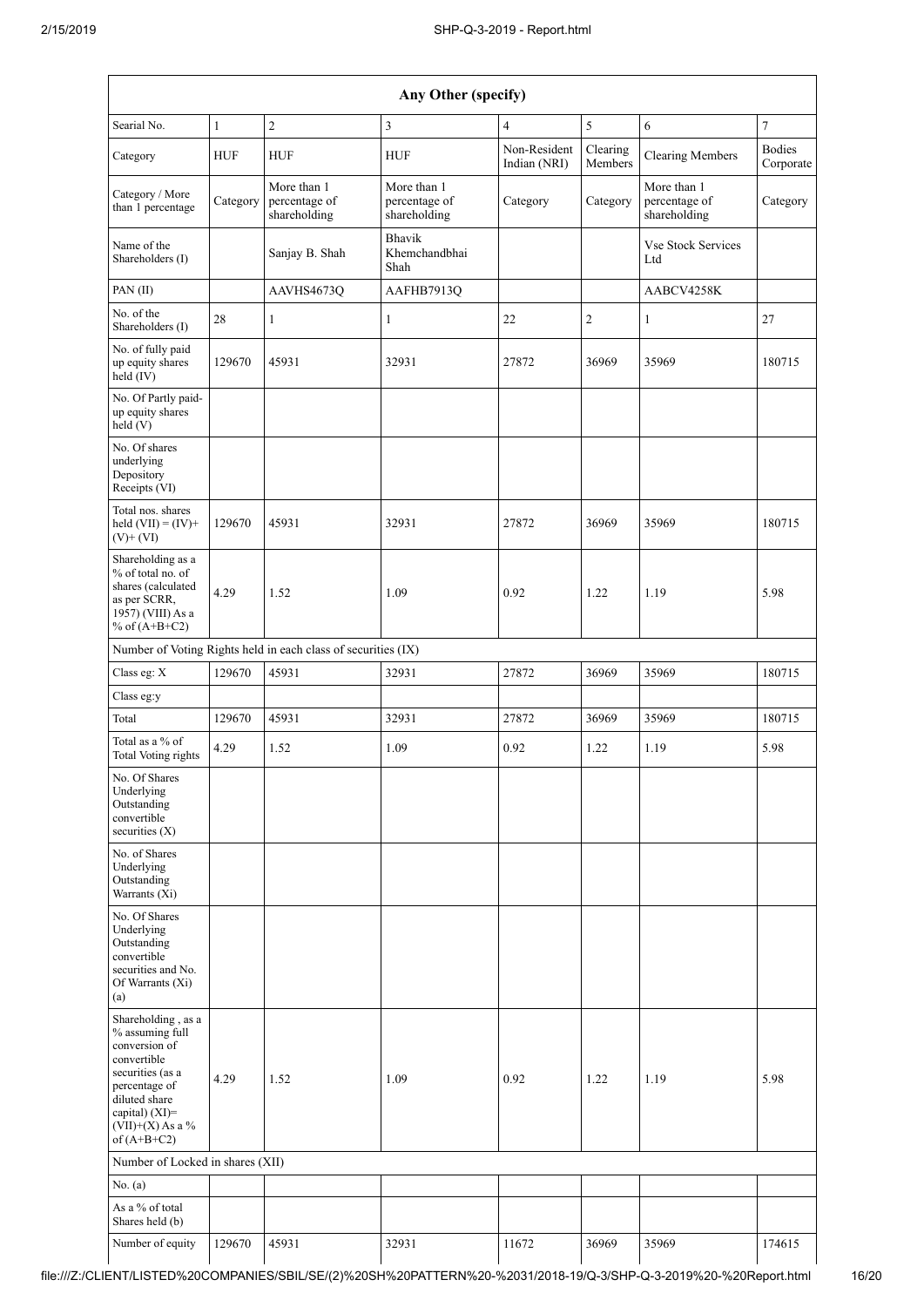| Any Other (specify) | | | | | | | |
|---|---|---|---|---|---|---|---|
| Searial No. | 1 | 2 | 3 | 4 | 5 | 6 | 7 |
| Category | HUF | HUF | HUF | Non-Resident Indian (NRI) | Clearing Members | Clearing Members | Bodies Corporate |
| Category / More than 1 percentage | Category | More than 1 percentage of shareholding | More than 1 percentage of shareholding | Category | Category | More than 1 percentage of shareholding | Category |
| Name of the Shareholders (I) | | Sanjay B. Shah | Bhavik Khemchandbhai Shah | | | Vse Stock Services Ltd | |
| PAN (II) | | AAVHS4673Q | AAFHB7913Q | | | AABCV4258K | |
| No. of the Shareholders (I) | 28 | 1 | 1 | 22 | 2 | 1 | 27 |
| No. of fully paid up equity shares held (IV) | 129670 | 45931 | 32931 | 27872 | 36969 | 35969 | 180715 |
| No. Of Partly paid-up equity shares held (V) | | | | | | | |
| No. Of shares underlying Depository Receipts (VI) | | | | | | | |
| Total nos. shares held (VII) = (IV)+ (V)+ (VI) | 129670 | 45931 | 32931 | 27872 | 36969 | 35969 | 180715 |
| Shareholding as a % of total no. of shares (calculated as per SCRR, 1957) (VIII) As a % of (A+B+C2) | 4.29 | 1.52 | 1.09 | 0.92 | 1.22 | 1.19 | 5.98 |
| Number of Voting Rights held in each class of securities (IX) | | | | | | | |
| Class eg: X | 129670 | 45931 | 32931 | 27872 | 36969 | 35969 | 180715 |
| Class eg:y | | | | | | | |
| Total | 129670 | 45931 | 32931 | 27872 | 36969 | 35969 | 180715 |
| Total as a % of Total Voting rights | 4.29 | 1.52 | 1.09 | 0.92 | 1.22 | 1.19 | 5.98 |
| No. Of Shares Underlying Outstanding convertible securities (X) | | | | | | | |
| No. of Shares Underlying Outstanding Warrants (Xi) | | | | | | | |
| No. Of Shares Underlying Outstanding convertible securities and No. Of Warrants (Xi) (a) | | | | | | | |
| Shareholding , as a % assuming full conversion of convertible securities (as a percentage of diluted share capital) (XI)= (VII)+(X) As a % of (A+B+C2) | 4.29 | 1.52 | 1.09 | 0.92 | 1.22 | 1.19 | 5.98 |
| Number of Locked in shares (XII) | | | | | | | |
| No. (a) | | | | | | | |
| As a % of total Shares held (b) | | | | | | | |
| Number of equity | 129670 | 45931 | 32931 | 11672 | 36969 | 35969 | 174615 |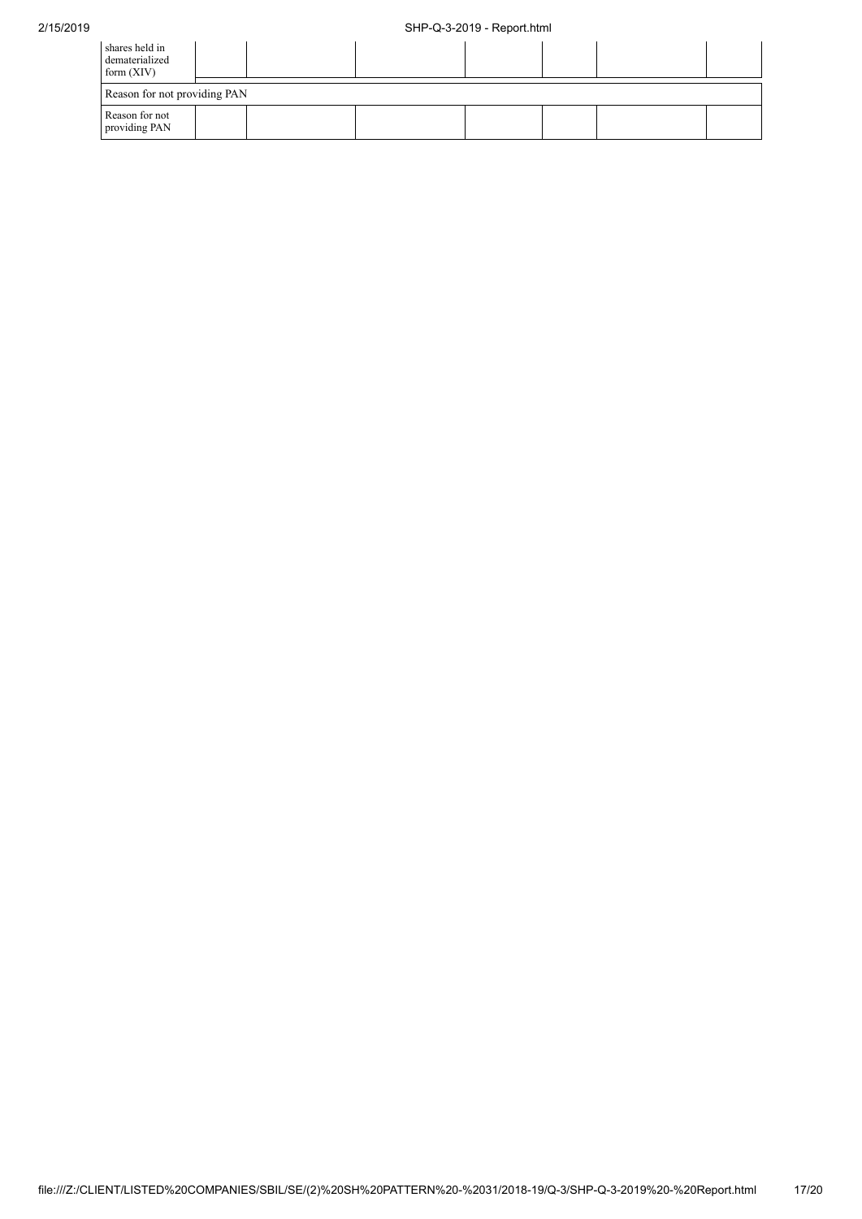| shares held in dematerialized form (XIV) | | | | | | | |
|---|---|---|---|---|---|---|---|
| Reason for not providing PAN | | | | | | | |
| Reason for not providing PAN | | | | | | | |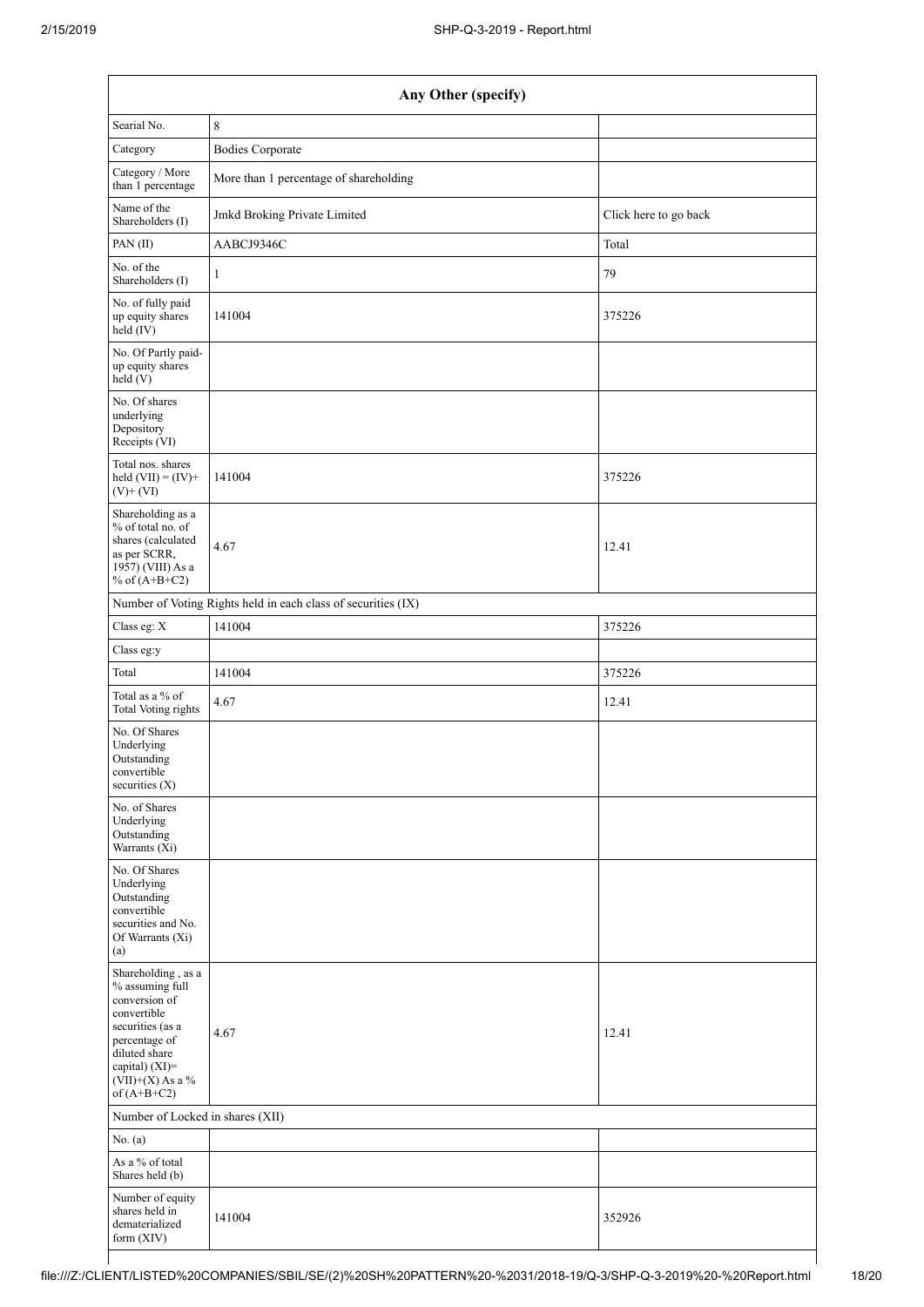| Any Other (specify) | | |
|---|---|---|
| Searial No. | 8 | |
| Category | Bodies Corporate | |
| Category / More than 1 percentage | More than 1 percentage of shareholding | |
| Name of the Shareholders (I) | Jmkd Broking Private Limited | Click here to go back |
| PAN (II) | AABCJ9346C | Total |
| No. of the Shareholders (I) | 1 | 79 |
| No. of fully paid up equity shares held (IV) | 141004 | 375226 |
| No. Of Partly paid-up equity shares held (V) | | |
| No. Of shares underlying Depository Receipts (VI) | | |
| Total nos. shares held (VII) = (IV)+ (V)+ (VI) | 141004 | 375226 |
| Shareholding as a % of total no. of shares (calculated as per SCRR, 1957) (VIII) As a % of (A+B+C2) | 4.67 | 12.41 |
| Number of Voting Rights held in each class of securities (IX) | | |
| Class eg: X | 141004 | 375226 |
| Class eg:y | | |
| Total | 141004 | 375226 |
| Total as a % of Total Voting rights | 4.67 | 12.41 |
| No. Of Shares Underlying Outstanding convertible securities (X) | | |
| No. of Shares Underlying Outstanding Warrants (Xi) | | |
| No. Of Shares Underlying Outstanding convertible securities and No. Of Warrants (Xi) (a) | | |
| Shareholding , as a % assuming full conversion of convertible securities (as a percentage of diluted share capital) (XI)= (VII)+(X) As a % of (A+B+C2) | 4.67 | 12.41 |
| Number of Locked in shares (XII) | | |
| No. (a) | | |
| As a % of total Shares held (b) | | |
| Number of equity shares held in dematerialized form (XIV) | 141004 | 352926 |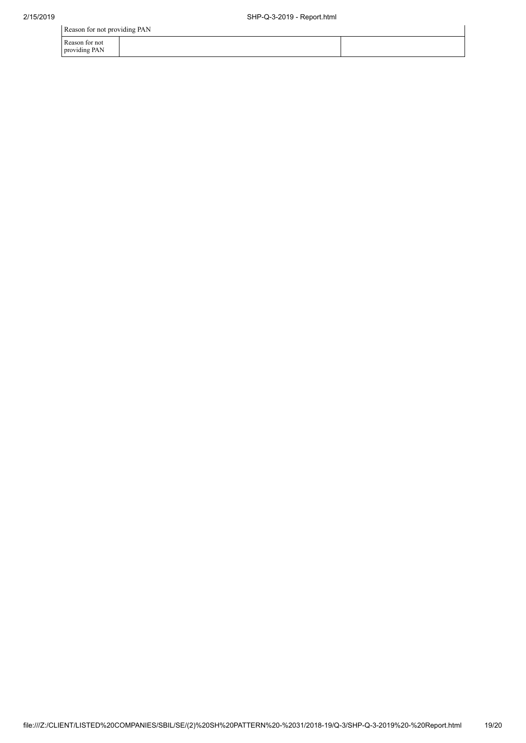| Reason for not providing PAN | | |
|---|---|---|
| Reason for not providing PAN | | |